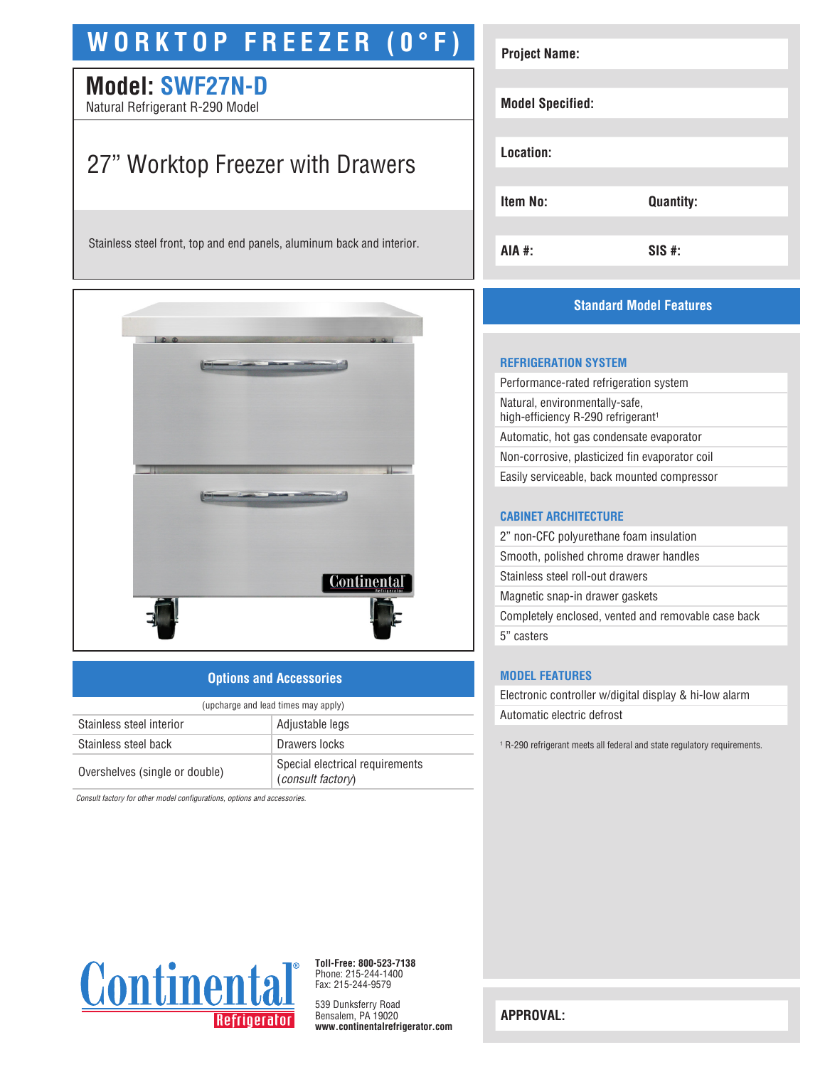# WORKTOP FREEZER (0°F)

## Model: SWF27N-D

Natural Refrigerant R-290 Model

## 27" Worktop Freezer with Drawers

Stainless steel front, top and end panels, aluminum back and interior.

| Project Name: | |
|---|---|
| Model Specified: | |
| Location: | |
| Item No: | Quantity: |
| AIA #: | SIS #: |

### Options and Accessories

(upcharge and lead times may apply)

| | |
|---|---|
| Stainless steel interior | Adjustable legs |
| Stainless steel back | Drawers locks |
| Overshelves (single or double) | Special electrical requirements (*consult factory*) |

*Consult factory for other model configurations, options and accessories.*

### Standard Model Features

#### REFRIGERATION SYSTEM

- Performance-rated refrigeration system
- Natural, environmentally-safe, high-efficiency R-290 refrigerant[1]
- Automatic, hot gas condensate evaporator
- Non-corrosive, plasticized fin evaporator coil
- Easily serviceable, back mounted compressor

#### CABINET ARCHITECTURE

- 2" non-CFC polyurethane foam insulation
- Smooth, polished chrome drawer handles
- Stainless steel roll-out drawers
- Magnetic snap-in drawer gaskets
- Completely enclosed, vented and removable case back
- 5" casters

#### MODEL FEATURES

- Electronic controller w/digital display & hi-low alarm
- Automatic electric defrost

[1] R-290 refrigerant meets all federal and state regulatory requirements.

Continental® Refrigerator

**Toll-Free: 800-523-7138**
Phone: 215-244-1400
Fax: 215-244-9579

539 Dunksferry Road
Bensalem, PA 19020
**www.continentalrefrigerator.com**

**APPROVAL:**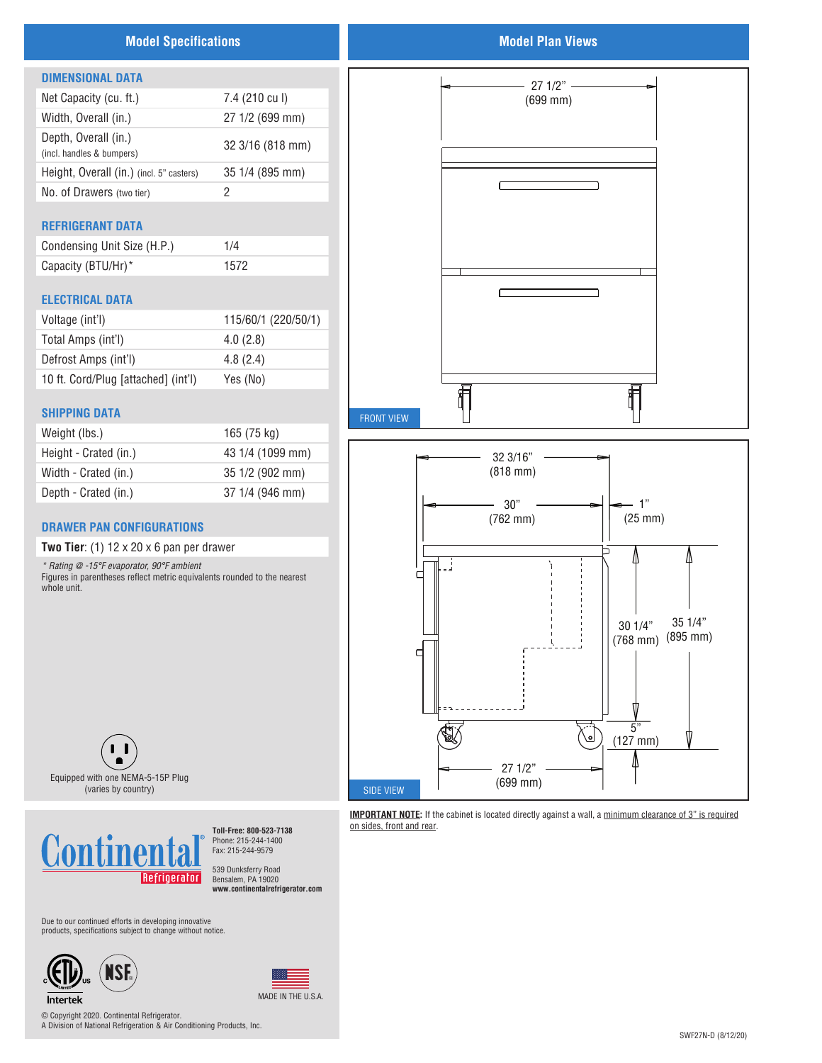## Model Specifications

### DIMENSIONAL DATA

| | |
|---|---|
| Net Capacity (cu. ft.) | 7.4 (210 cu l) |
| Width, Overall (in.) | 27 1/2 (699 mm) |
| Depth, Overall (in.) (incl. handles & bumpers) | 32 3/16 (818 mm) |
| Height, Overall (in.) (incl. 5" casters) | 35 1/4 (895 mm) |
| No. of Drawers (two tier) | 2 |

### REFRIGERANT DATA

| | |
|---|---|
| Condensing Unit Size (H.P.) | 1/4 |
| Capacity (BTU/Hr)* | 1572 |

### ELECTRICAL DATA

| | |
|---|---|
| Voltage (int'l) | 115/60/1 (220/50/1) |
| Total Amps (int'l) | 4.0 (2.8) |
| Defrost Amps (int'l) | 4.8 (2.4) |
| 10 ft. Cord/Plug [attached] (int'l) | Yes (No) |

### SHIPPING DATA

| | |
|---|---|
| Weight (lbs.) | 165 (75 kg) |
| Height - Crated (in.) | 43 1/4 (1099 mm) |
| Width - Crated (in.) | 35 1/2 (902 mm) |
| Depth - Crated (in.) | 37 1/4 (946 mm) |

### DRAWER PAN CONFIGURATIONS

**Two Tier**: (1) 12 x 20 x 6 pan per drawer

*\* Rating @ -15°F evaporator, 90°F ambient*

Figures in parentheses reflect metric equivalents rounded to the nearest whole unit.

Equipped with one NEMA-5-15P Plug (varies by country)

## Model Plan Views

FRONT VIEW

27 1/2" (699 mm)

SIDE VIEW

32 3/16" (818 mm)

30" (762 mm)

1" (25 mm)

30 1/4" (768 mm)

35 1/4" (895 mm)

5" (127 mm)

27 1/2" (699 mm)

**IMPORTANT NOTE:** If the cabinet is located directly against a wall, a minimum clearance of 3" is required on sides, front and rear.

Continental Refrigerator

**Toll-Free: 800-523-7138**
Phone: 215-244-1400
Fax: 215-244-9579

539 Dunksferry Road
Bensalem, PA 19020
**www.continentalrefrigerator.com**

Due to our continued efforts in developing innovative products, specifications subject to change without notice.

Intertek

MADE IN THE U.S.A.

© Copyright 2020. Continental Refrigerator.
A Division of National Refrigeration & Air Conditioning Products, Inc.

SWF27N-D (8/12/20)